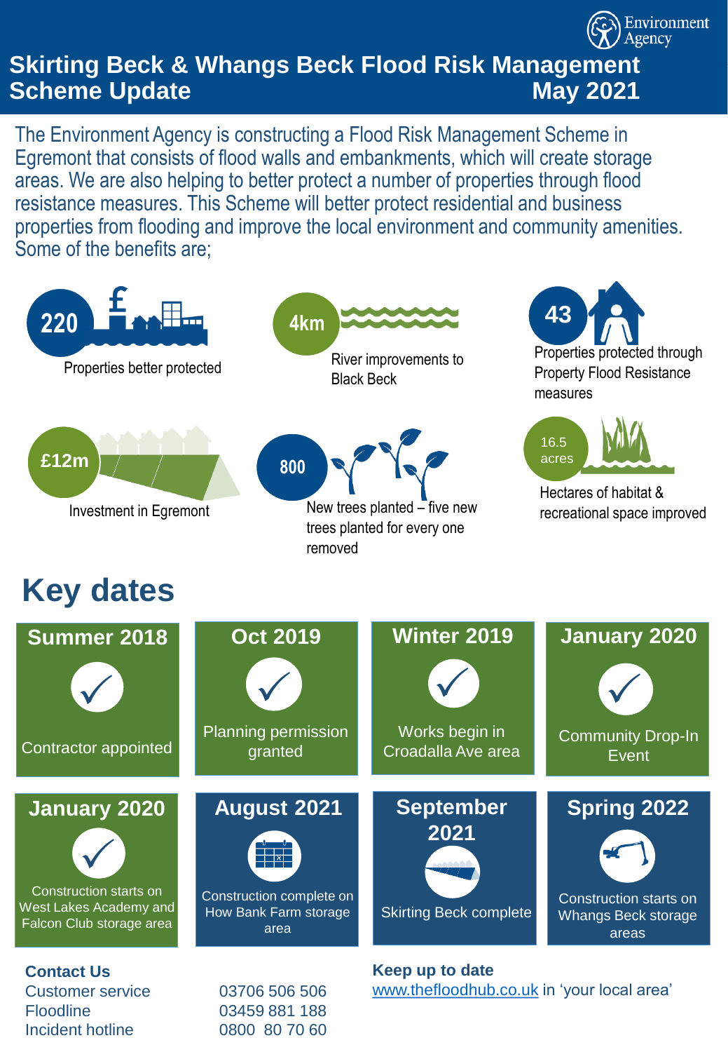Environment Agency

# Skirting Beck & Whangs Beck Flood Risk Management Scheme Update May 2021

The Environment Agency is constructing a Flood Risk Management Scheme in Egremont that consists of flood walls and embankments, which will create storage areas. We are also helping to better protect a number of properties through flood resistance measures. This Scheme will better protect residential and business properties from flooding and improve the local environment and community amenities. Some of the benefits are;

- **220** – Properties better protected
- **4km** – River improvements to Black Beck
- **43** – Properties protected through Property Flood Resistance measures
- **£12m** – Investment in Egremont
- **800** – New trees planted – five new trees planted for every one removed
- **16.5 acres** – Hectares of habitat & recreational space improved

## Key dates

| Date | Milestone | Status |
|---|---|---|
| Summer 2018 | Contractor appointed | ✓ |
| Oct 2019 | Planning permission granted | ✓ |
| Winter 2019 | Works begin in Croadalla Ave area | ✓ |
| January 2020 | Community Drop-In Event | ✓ |
| January 2020 | Construction starts on West Lakes Academy and Falcon Club storage area | ✓ |
| August 2021 | Construction complete on How Bank Farm storage area | |
| September 2021 | Skirting Beck complete | |
| Spring 2022 | Construction starts on Whangs Beck storage areas | |

**Contact Us**

| | |
|---|---|
| Customer service | 03706 506 506 |
| Floodline | 03459 881 188 |
| Incident hotline | 0800 80 70 60 |

**Keep up to date**

www.thefloodhub.co.uk in 'your local area'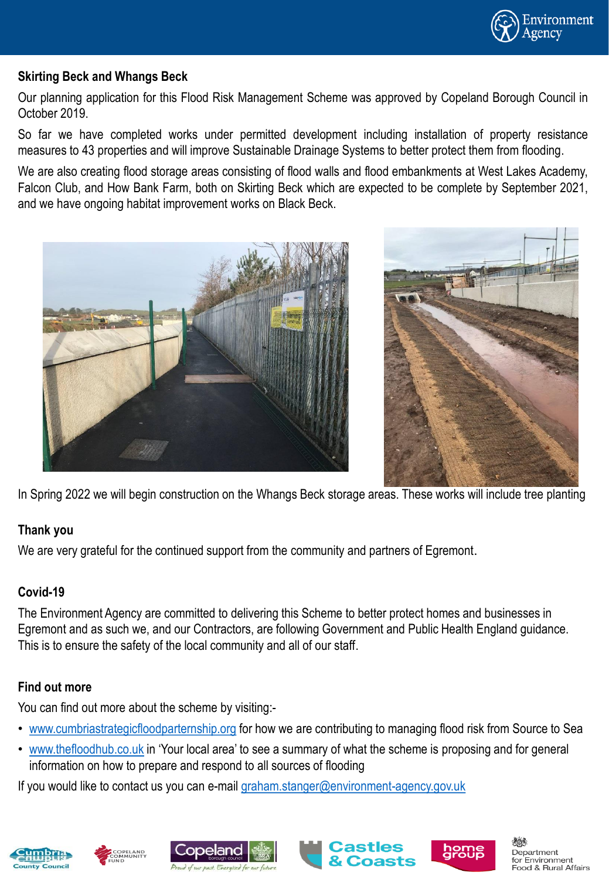## Skirting Beck and Whangs Beck

Our planning application for this Flood Risk Management Scheme was approved by Copeland Borough Council in October 2019.

So far we have completed works under permitted development including installation of property resistance measures to 43 properties and will improve Sustainable Drainage Systems to better protect them from flooding.

We are also creating flood storage areas consisting of flood walls and flood embankments at West Lakes Academy, Falcon Club, and How Bank Farm, both on Skirting Beck which are expected to be complete by September 2021, and we have ongoing habitat improvement works on Black Beck.

In Spring 2022 we will begin construction on the Whangs Beck storage areas. These works will include tree planting

## Thank you

We are very grateful for the continued support from the community and partners of Egremont.

## Covid-19

The Environment Agency are committed to delivering this Scheme to better protect homes and businesses in Egremont and as such we, and our Contractors, are following Government and Public Health England guidance. This is to ensure the safety of the local community and all of our staff.

## Find out more

You can find out more about the scheme by visiting:-

- www.cumbriastrategicfloodparternship.org for how we are contributing to managing flood risk from Source to Sea
- www.thefloodhub.co.uk in 'Your local area' to see a summary of what the scheme is proposing and for general information on how to prepare and respond to all sources of flooding

If you would like to contact us you can e-mail graham.stanger@environment-agency.gov.uk